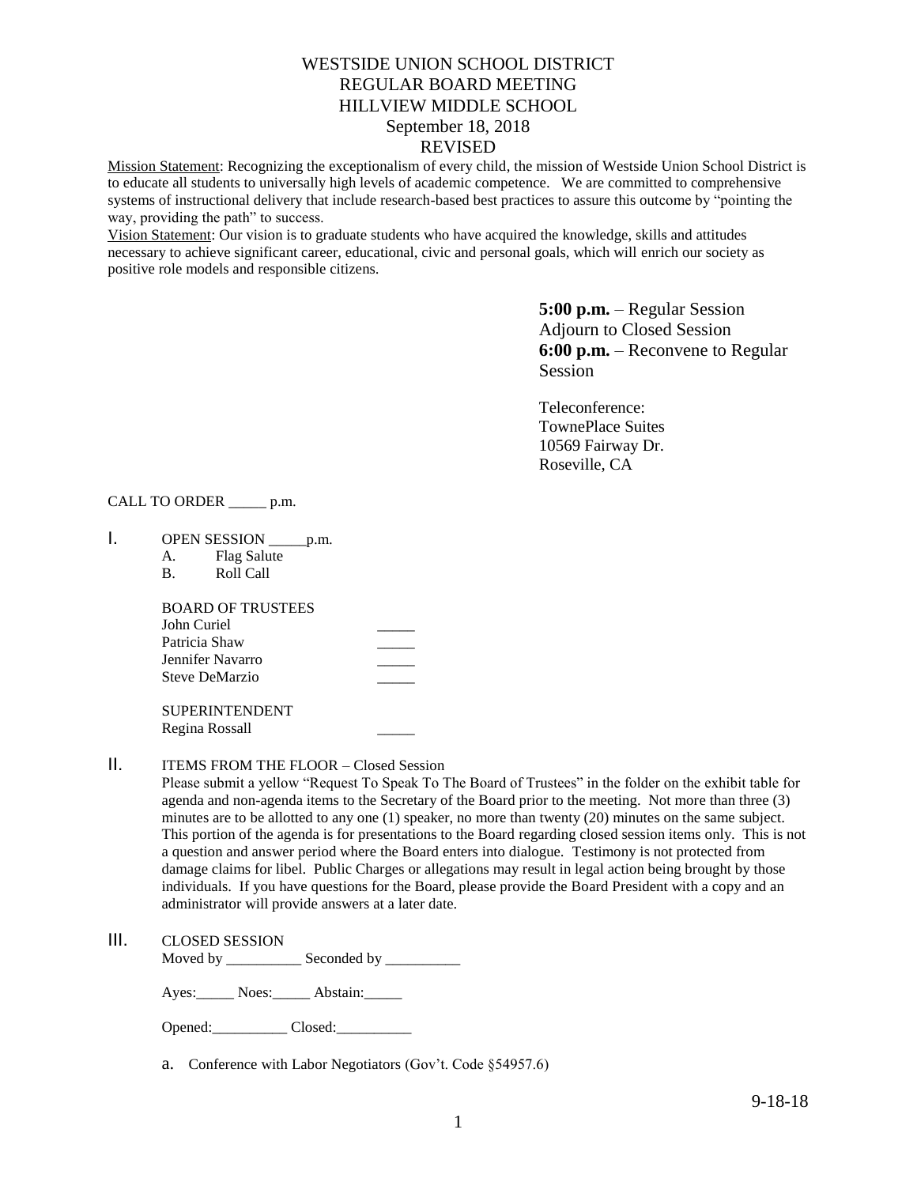# WESTSIDE UNION SCHOOL DISTRICT
## REGULAR BOARD MEETING
## HILLVIEW MIDDLE SCHOOL
## September 18, 2018
## REVISED

Mission Statement: Recognizing the exceptionalism of every child, the mission of Westside Union School District is to educate all students to universally high levels of academic competence. We are committed to comprehensive systems of instructional delivery that include research-based best practices to assure this outcome by "pointing the way, providing the path" to success.

Vision Statement: Our vision is to graduate students who have acquired the knowledge, skills and attitudes necessary to achieve significant career, educational, civic and personal goals, which will enrich our society as positive role models and responsible citizens.

**5:00 p.m.** – Regular Session
Adjourn to Closed Session
**6:00 p.m.** – Reconvene to Regular Session

Teleconference:
TownePlace Suites
10569 Fairway Dr.
Roseville, CA

CALL TO ORDER _____ p.m.

I. OPEN SESSION _____p.m.
   A. Flag Salute
   B. Roll Call

   BOARD OF TRUSTEES
   John Curiel _____
   Patricia Shaw _____
   Jennifer Navarro _____
   Steve DeMarzio _____

   SUPERINTENDENT
   Regina Rossall _____

II. ITEMS FROM THE FLOOR – Closed Session

   Please submit a yellow "Request To Speak To The Board of Trustees" in the folder on the exhibit table for agenda and non-agenda items to the Secretary of the Board prior to the meeting. Not more than three (3) minutes are to be allotted to any one (1) speaker, no more than twenty (20) minutes on the same subject. This portion of the agenda is for presentations to the Board regarding closed session items only. This is not a question and answer period where the Board enters into dialogue. Testimony is not protected from damage claims for libel. Public Charges or allegations may result in legal action being brought by those individuals. If you have questions for the Board, please provide the Board President with a copy and an administrator will provide answers at a later date.

III. CLOSED SESSION

   Moved by __________ Seconded by __________

   Ayes:_____ Noes:_____ Abstain:_____

   Opened:__________ Closed:__________

   a. Conference with Labor Negotiators (Gov't. Code §54957.6)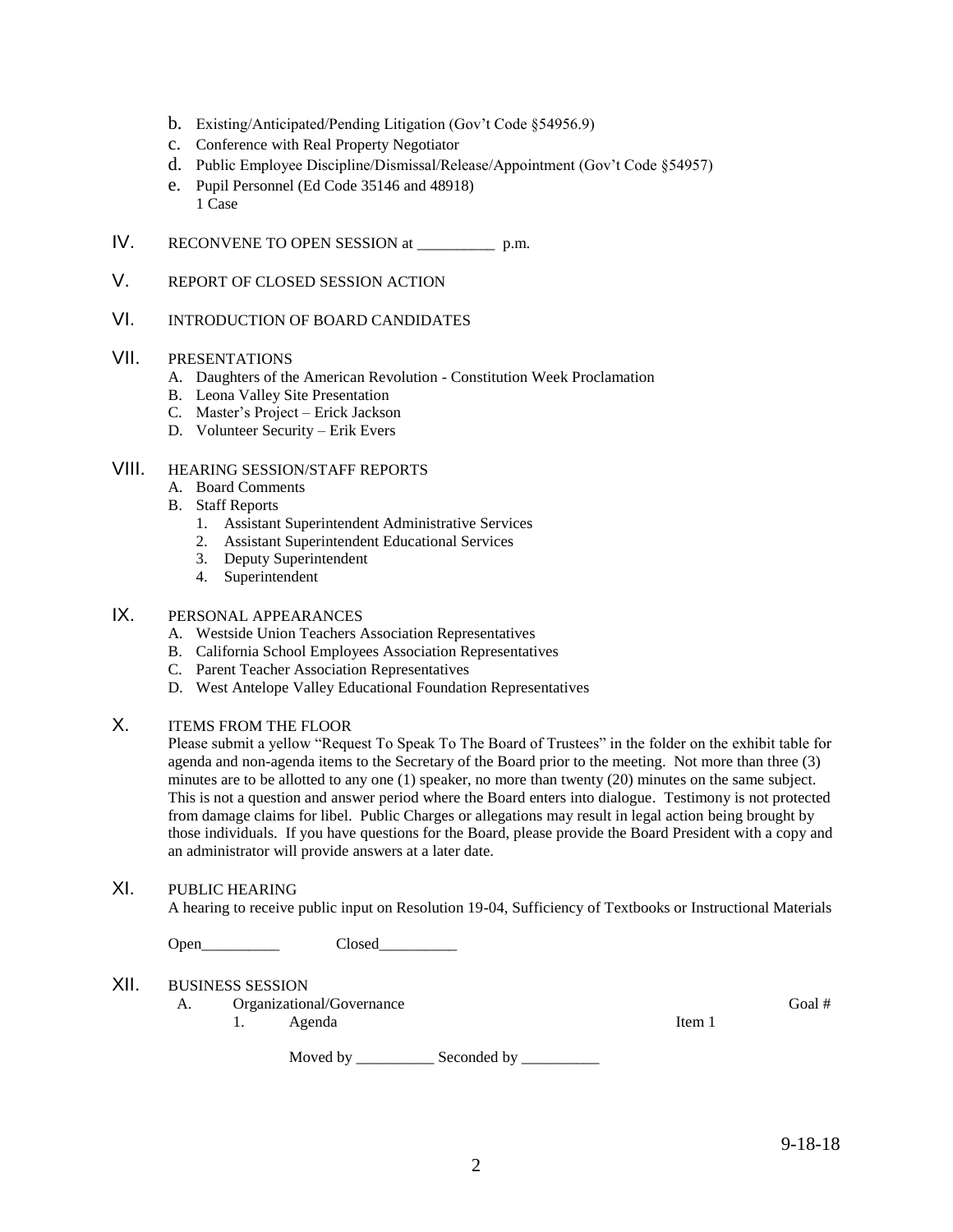b. Existing/Anticipated/Pending Litigation (Gov't Code §54956.9)
c. Conference with Real Property Negotiator
d. Public Employee Discipline/Dismissal/Release/Appointment (Gov't Code §54957)
e. Pupil Personnel (Ed Code 35146 and 48918)
   1 Case

IV. RECONVENE TO OPEN SESSION at __________ p.m.

V. REPORT OF CLOSED SESSION ACTION

VI. INTRODUCTION OF BOARD CANDIDATES

VII. PRESENTATIONS
   A. Daughters of the American Revolution - Constitution Week Proclamation
   B. Leona Valley Site Presentation
   C. Master's Project – Erick Jackson
   D. Volunteer Security – Erik Evers

VIII. HEARING SESSION/STAFF REPORTS
   A. Board Comments
   B. Staff Reports
      1. Assistant Superintendent Administrative Services
      2. Assistant Superintendent Educational Services
      3. Deputy Superintendent
      4. Superintendent

IX. PERSONAL APPEARANCES
   A. Westside Union Teachers Association Representatives
   B. California School Employees Association Representatives
   C. Parent Teacher Association Representatives
   D. West Antelope Valley Educational Foundation Representatives

X. ITEMS FROM THE FLOOR

Please submit a yellow "Request To Speak To The Board of Trustees" in the folder on the exhibit table for agenda and non-agenda items to the Secretary of the Board prior to the meeting. Not more than three (3) minutes are to be allotted to any one (1) speaker, no more than twenty (20) minutes on the same subject. This is not a question and answer period where the Board enters into dialogue. Testimony is not protected from damage claims for libel. Public Charges or allegations may result in legal action being brought by those individuals. If you have questions for the Board, please provide the Board President with a copy and an administrator will provide answers at a later date.

XI. PUBLIC HEARING

A hearing to receive public input on Resolution 19-04, Sufficiency of Textbooks or Instructional Materials

Open__________ Closed__________

XII. BUSINESS SESSION
   A. Organizational/Governance — Goal #
      1. Agenda — Item 1

      Moved by __________ Seconded by __________

9-18-18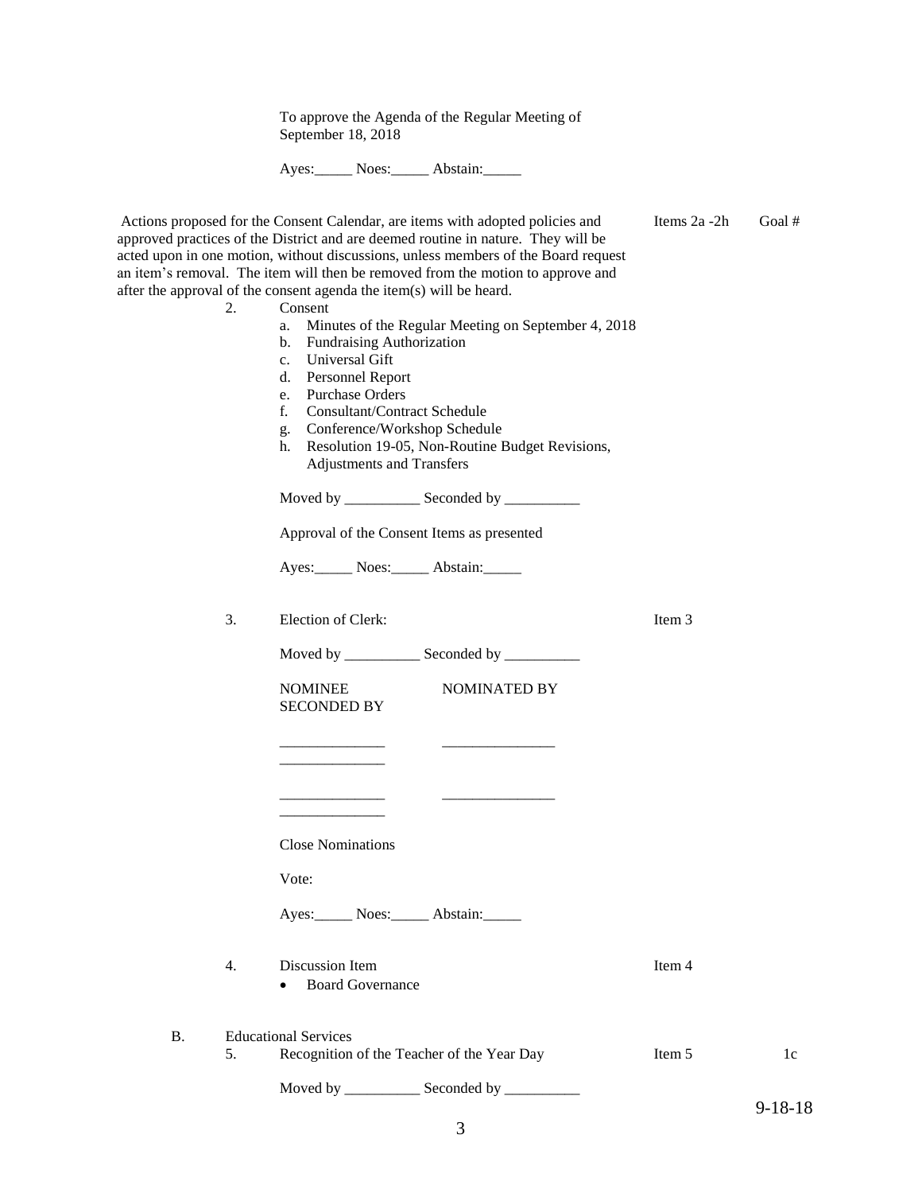To approve the Agenda of the Regular Meeting of September 18, 2018

Ayes:_____ Noes:_____ Abstain:_____

Actions proposed for the Consent Calendar, are items with adopted policies and approved practices of the District and are deemed routine in nature. They will be acted upon in one motion, without discussions, unless members of the Board request an item's removal. The item will then be removed from the motion to approve and after the approval of the consent agenda the item(s) will be heard. — Items 2a -2h — Goal #

2. Consent
   a. Minutes of the Regular Meeting on September 4, 2018
   b. Fundraising Authorization
   c. Universal Gift
   d. Personnel Report
   e. Purchase Orders
   f. Consultant/Contract Schedule
   g. Conference/Workshop Schedule
   h. Resolution 19-05, Non-Routine Budget Revisions, Adjustments and Transfers

   Moved by __________ Seconded by __________

   Approval of the Consent Items as presented

   Ayes:_____ Noes:_____ Abstain:_____

3. Election of Clerk: — Item 3

   Moved by __________ Seconded by __________

   | NOMINEE | NOMINATED BY | SECONDED BY |
   |---|---|---|
   | ______________ | _______________ | ______________ |
   | ______________ | _______________ | ______________ |

   Close Nominations

   Vote:

   Ayes:_____ Noes:_____ Abstain:_____

4. Discussion Item — Item 4
   - Board Governance

B. Educational Services

5. Recognition of the Teacher of the Year Day — Item 5 — 1c

   Moved by __________ Seconded by __________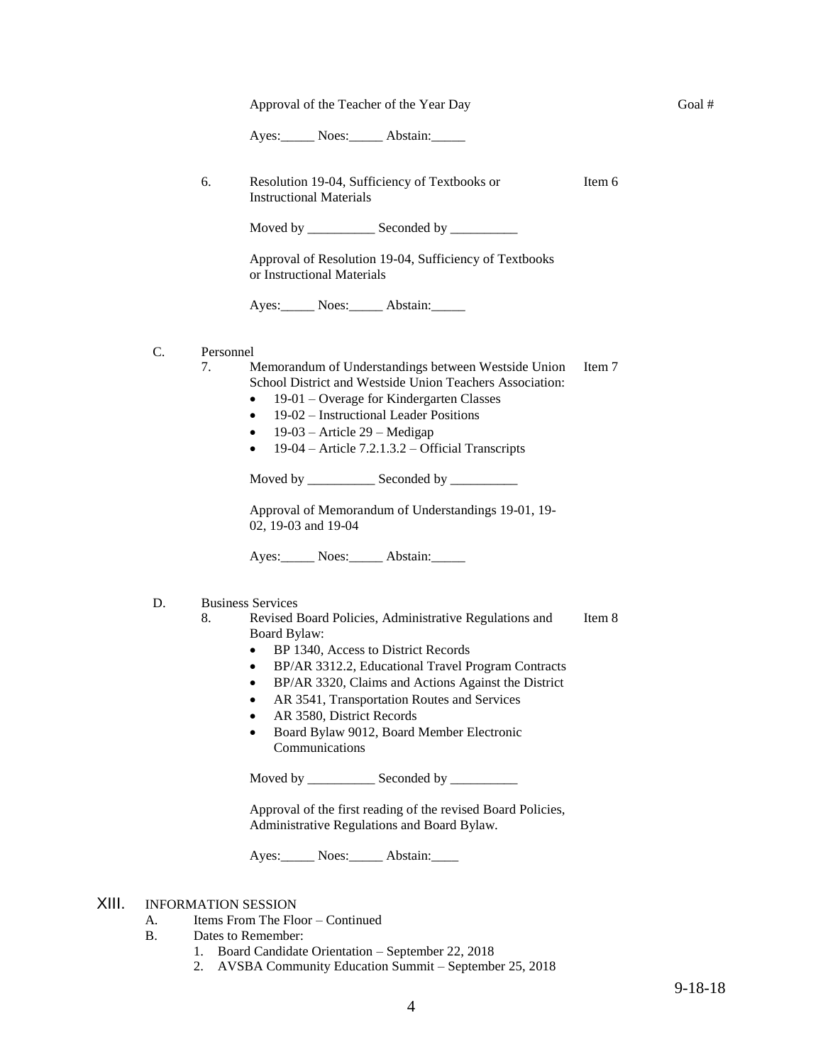Approval of the Teacher of the Year Day Goal #

Ayes:_____ Noes:_____ Abstain:_____

6. Resolution 19-04, Sufficiency of Textbooks or Instructional Materials — Item 6

Moved by __________ Seconded by __________

Approval of Resolution 19-04, Sufficiency of Textbooks or Instructional Materials

Ayes:_____ Noes:_____ Abstain:_____

C. Personnel

7. Memorandum of Understandings between Westside Union School District and Westside Union Teachers Association: — Item 7

- 19-01 – Overage for Kindergarten Classes
- 19-02 – Instructional Leader Positions
- 19-03 – Article 29 – Medigap
- 19-04 – Article 7.2.1.3.2 – Official Transcripts

Moved by __________ Seconded by __________

Approval of Memorandum of Understandings 19-01, 19-02, 19-03 and 19-04

Ayes:_____ Noes:_____ Abstain:_____

D. Business Services

8. Revised Board Policies, Administrative Regulations and Board Bylaw: — Item 8

- BP 1340, Access to District Records
- BP/AR 3312.2, Educational Travel Program Contracts
- BP/AR 3320, Claims and Actions Against the District
- AR 3541, Transportation Routes and Services
- AR 3580, District Records
- Board Bylaw 9012, Board Member Electronic Communications

Moved by __________ Seconded by __________

Approval of the first reading of the revised Board Policies, Administrative Regulations and Board Bylaw.

Ayes:_____ Noes:_____ Abstain:____

## XIII. INFORMATION SESSION

A. Items From The Floor – Continued

B. Dates to Remember:

1. Board Candidate Orientation – September 22, 2018
2. AVSBA Community Education Summit – September 25, 2018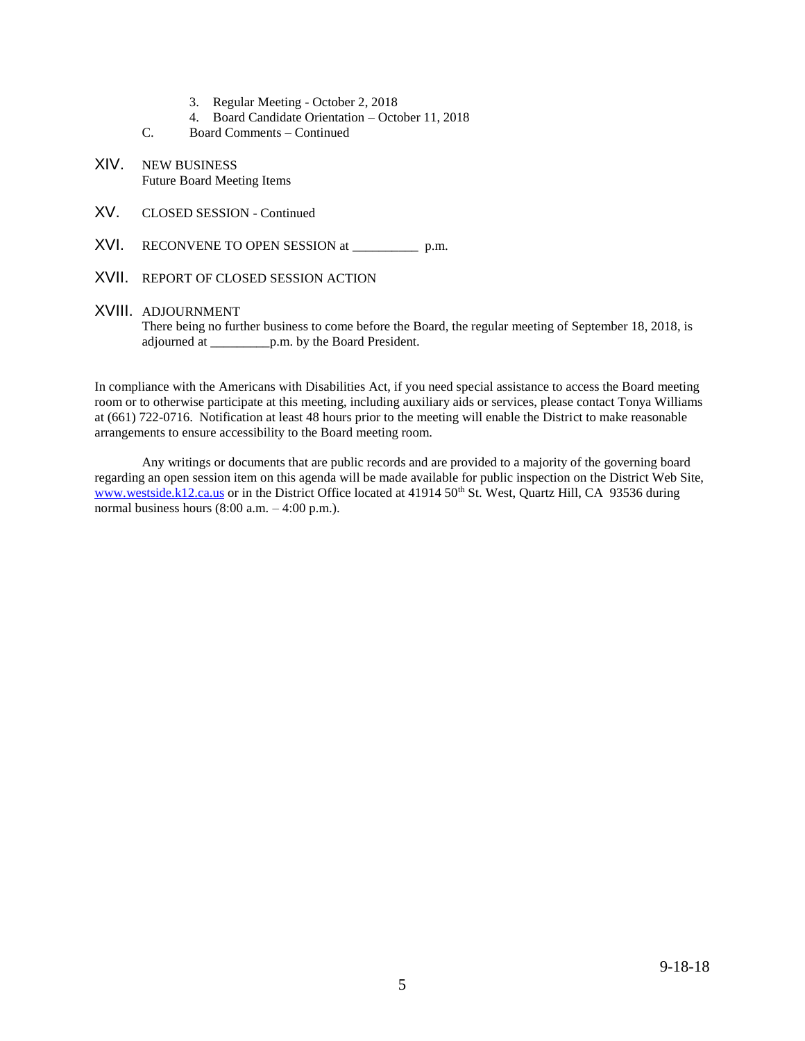3. Regular Meeting - October 2, 2018
4. Board Candidate Orientation – October 11, 2018

C. Board Comments – Continued

XIV. NEW BUSINESS
Future Board Meeting Items

XV. CLOSED SESSION - Continued

XVI. RECONVENE TO OPEN SESSION at __________ p.m.

XVII. REPORT OF CLOSED SESSION ACTION

XVIII. ADJOURNMENT
There being no further business to come before the Board, the regular meeting of September 18, 2018, is adjourned at _________p.m. by the Board President.

In compliance with the Americans with Disabilities Act, if you need special assistance to access the Board meeting room or to otherwise participate at this meeting, including auxiliary aids or services, please contact Tonya Williams at (661) 722-0716. Notification at least 48 hours prior to the meeting will enable the District to make reasonable arrangements to ensure accessibility to the Board meeting room.

Any writings or documents that are public records and are provided to a majority of the governing board regarding an open session item on this agenda will be made available for public inspection on the District Web Site, www.westside.k12.ca.us or in the District Office located at 41914 50th St. West, Quartz Hill, CA 93536 during normal business hours (8:00 a.m. – 4:00 p.m.).